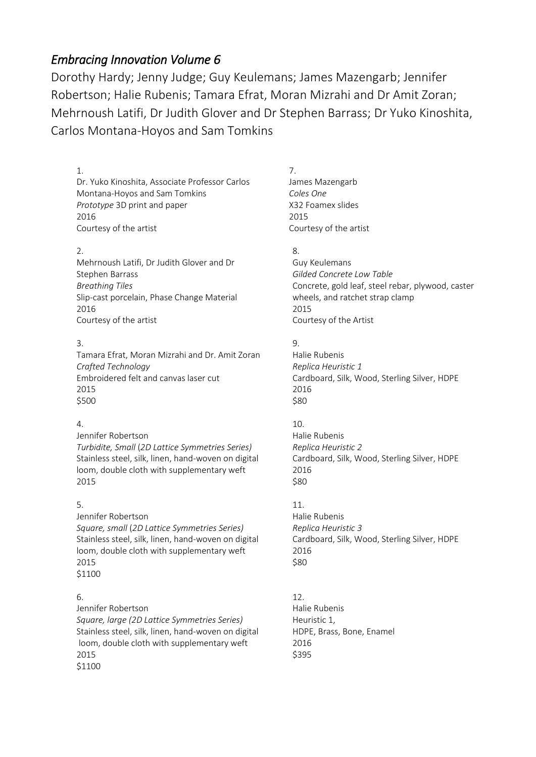*Embracing Innovation Volume 6*

Dorothy Hardy; Jenny Judge; Guy Keulemans; James Mazengarb; Jennifer Robertson; Halie Rubenis; Tamara Efrat, Moran Mizrahi and Dr Amit Zoran; Mehrnoush Latifi, Dr Judith Glover and Dr Stephen Barrass; Dr Yuko Kinoshita, Carlos Montana-Hoyos and Sam Tomkins

1.
Dr. Yuko Kinoshita, Associate Professor Carlos Montana-Hoyos and Sam Tomkins
*Prototype* 3D print and paper
2016
Courtesy of the artist

2.
Mehrnoush Latifi, Dr Judith Glover and Dr Stephen Barrass
*Breathing Tiles*
Slip-cast porcelain, Phase Change Material
2016
Courtesy of the artist

3.
Tamara Efrat, Moran Mizrahi and Dr. Amit Zoran
*Crafted Technology*
Embroidered felt and canvas laser cut
2015
$500

4.
Jennifer Robertson
*Turbidite, Small* (*2D Lattice Symmetries Series)*
Stainless steel, silk, linen, hand-woven on digital loom, double cloth with supplementary weft
2015

5.
Jennifer Robertson
*Square, small* (*2D Lattice Symmetries Series)*
Stainless steel, silk, linen, hand-woven on digital loom, double cloth with supplementary weft
2015
$1100

6.
Jennifer Robertson
*Square, large (2D Lattice Symmetries Series)*
Stainless steel, silk, linen, hand-woven on digital loom, double cloth with supplementary weft
2015
$1100

7.
James Mazengarb
*Coles One*
X32 Foamex slides
2015
Courtesy of the artist

8.
Guy Keulemans
*Gilded Concrete Low Table*
Concrete, gold leaf, steel rebar, plywood, caster wheels, and ratchet strap clamp
2015
Courtesy of the Artist

9.
Halie Rubenis
*Replica Heuristic 1*
Cardboard, Silk, Wood, Sterling Silver, HDPE
2016
$80

10.
Halie Rubenis
*Replica Heuristic 2*
Cardboard, Silk, Wood, Sterling Silver, HDPE
2016
$80

11.
Halie Rubenis
*Replica Heuristic 3*
Cardboard, Silk, Wood, Sterling Silver, HDPE
2016
$80

12.
Halie Rubenis
Heuristic 1,
HDPE, Brass, Bone, Enamel
2016
$395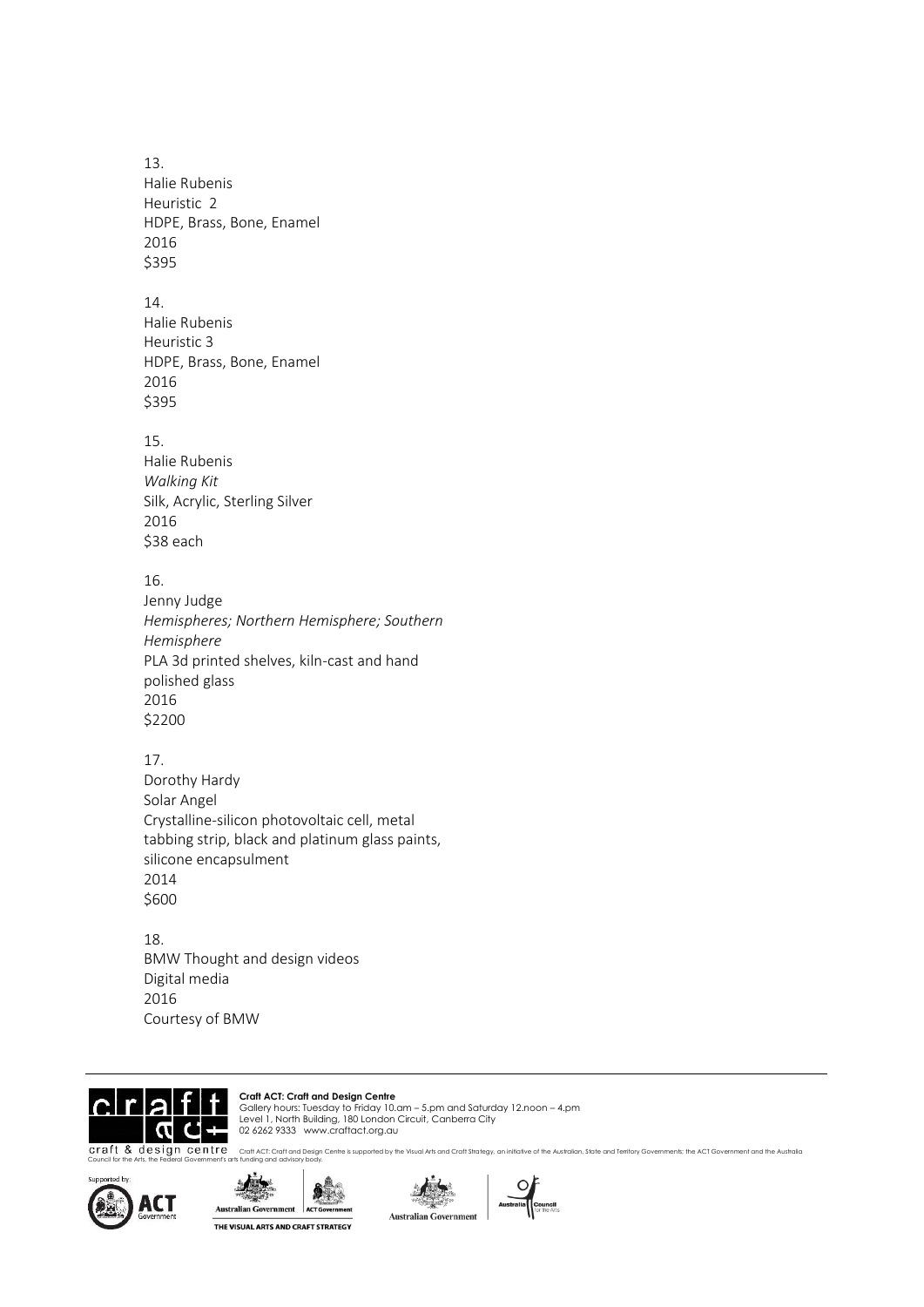13.
Halie Rubenis
Heuristic 2
HDPE, Brass, Bone, Enamel
2016
$395

14.
Halie Rubenis
Heuristic 3
HDPE, Brass, Bone, Enamel
2016
$395

15.
Halie Rubenis
*Walking Kit*
Silk, Acrylic, Sterling Silver
2016
$38 each

16.
Jenny Judge
*Hemispheres; Northern Hemisphere; Southern Hemisphere*
PLA 3d printed shelves, kiln-cast and hand polished glass
2016
$2200

17.
Dorothy Hardy
Solar Angel
Crystalline-silicon photovoltaic cell, metal tabbing strip, black and platinum glass paints, silicone encapsulment
2014
$600

18.
BMW Thought and design videos
Digital media
2016
Courtesy of BMW